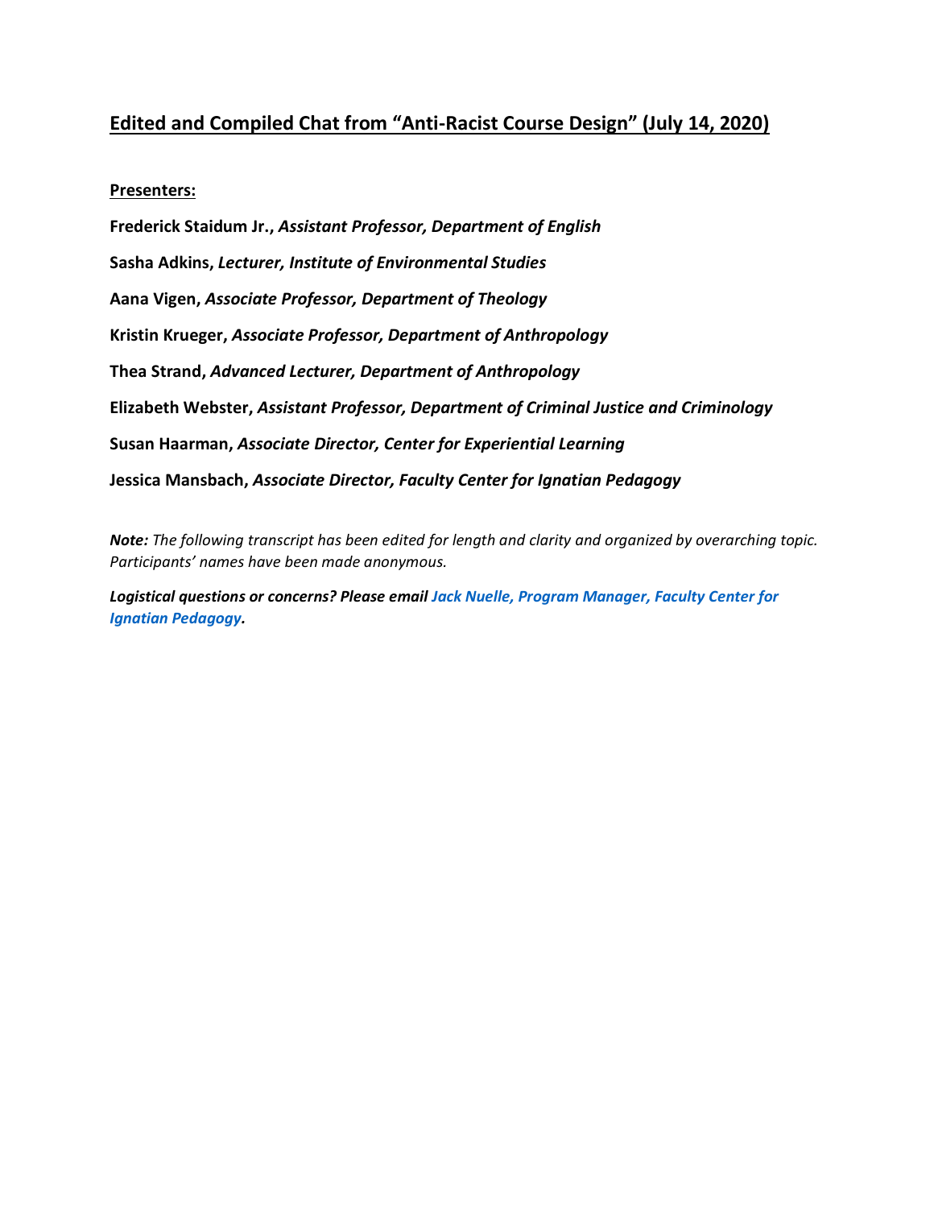# Edited and Compiled Chat from "Anti-Racist Course Design" (July 14, 2020)

**Presenters:**

**Frederick Staidum Jr.,** ***Assistant Professor, Department of English***

**Sasha Adkins,** ***Lecturer, Institute of Environmental Studies***

**Aana Vigen,** ***Associate Professor, Department of Theology***

**Kristin Krueger,** ***Associate Professor, Department of Anthropology***

**Thea Strand,** ***Advanced Lecturer, Department of Anthropology***

**Elizabeth Webster,** ***Assistant Professor, Department of Criminal Justice and Criminology***

**Susan Haarman,** ***Associate Director, Center for Experiential Learning***

**Jessica Mansbach,** ***Associate Director, Faculty Center for Ignatian Pedagogy***

***Note:*** *The following transcript has been edited for length and clarity and organized by overarching topic. Participants' names have been made anonymous.*

***Logistical questions or concerns? Please email Jack Nuelle, Program Manager, Faculty Center for Ignatian Pedagogy.***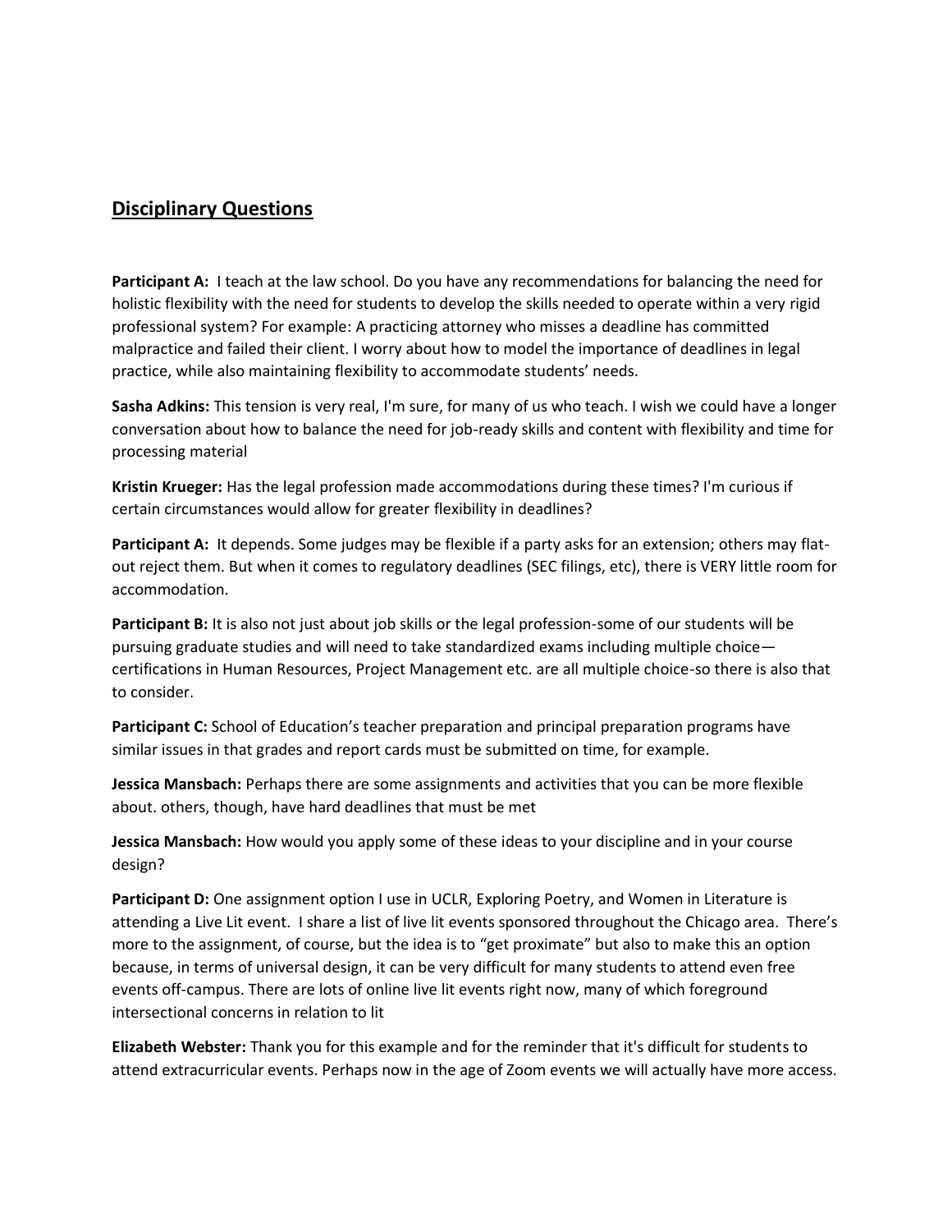## Disciplinary Questions

**Participant A:** I teach at the law school. Do you have any recommendations for balancing the need for holistic flexibility with the need for students to develop the skills needed to operate within a very rigid professional system? For example: A practicing attorney who misses a deadline has committed malpractice and failed their client. I worry about how to model the importance of deadlines in legal practice, while also maintaining flexibility to accommodate students' needs.

**Sasha Adkins:** This tension is very real, I'm sure, for many of us who teach. I wish we could have a longer conversation about how to balance the need for job-ready skills and content with flexibility and time for processing material

**Kristin Krueger:** Has the legal profession made accommodations during these times? I'm curious if certain circumstances would allow for greater flexibility in deadlines?

**Participant A:** It depends. Some judges may be flexible if a party asks for an extension; others may flat-out reject them. But when it comes to regulatory deadlines (SEC filings, etc), there is VERY little room for accommodation.

**Participant B:** It is also not just about job skills or the legal profession-some of our students will be pursuing graduate studies and will need to take standardized exams including multiple choice—certifications in Human Resources, Project Management etc. are all multiple choice-so there is also that to consider.

**Participant C:** School of Education's teacher preparation and principal preparation programs have similar issues in that grades and report cards must be submitted on time, for example.

**Jessica Mansbach:** Perhaps there are some assignments and activities that you can be more flexible about. others, though, have hard deadlines that must be met

**Jessica Mansbach:** How would you apply some of these ideas to your discipline and in your course design?

**Participant D:** One assignment option I use in UCLR, Exploring Poetry, and Women in Literature is attending a Live Lit event. I share a list of live lit events sponsored throughout the Chicago area. There's more to the assignment, of course, but the idea is to "get proximate" but also to make this an option because, in terms of universal design, it can be very difficult for many students to attend even free events off-campus. There are lots of online live lit events right now, many of which foreground intersectional concerns in relation to lit

**Elizabeth Webster:** Thank you for this example and for the reminder that it's difficult for students to attend extracurricular events. Perhaps now in the age of Zoom events we will actually have more access.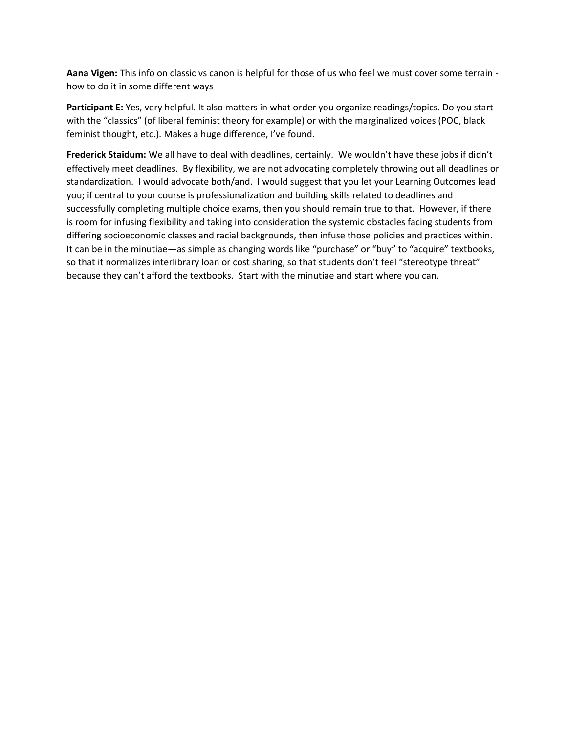**Aana Vigen:** This info on classic vs canon is helpful for those of us who feel we must cover some terrain - how to do it in some different ways

**Participant E:** Yes, very helpful. It also matters in what order you organize readings/topics. Do you start with the “classics” (of liberal feminist theory for example) or with the marginalized voices (POC, black feminist thought, etc.). Makes a huge difference, I’ve found.

**Frederick Staidum:** We all have to deal with deadlines, certainly. We wouldn’t have these jobs if didn’t effectively meet deadlines. By flexibility, we are not advocating completely throwing out all deadlines or standardization. I would advocate both/and. I would suggest that you let your Learning Outcomes lead you; if central to your course is professionalization and building skills related to deadlines and successfully completing multiple choice exams, then you should remain true to that. However, if there is room for infusing flexibility and taking into consideration the systemic obstacles facing students from differing socioeconomic classes and racial backgrounds, then infuse those policies and practices within. It can be in the minutiae—as simple as changing words like “purchase” or “buy” to “acquire” textbooks, so that it normalizes interlibrary loan or cost sharing, so that students don’t feel “stereotype threat” because they can’t afford the textbooks. Start with the minutiae and start where you can.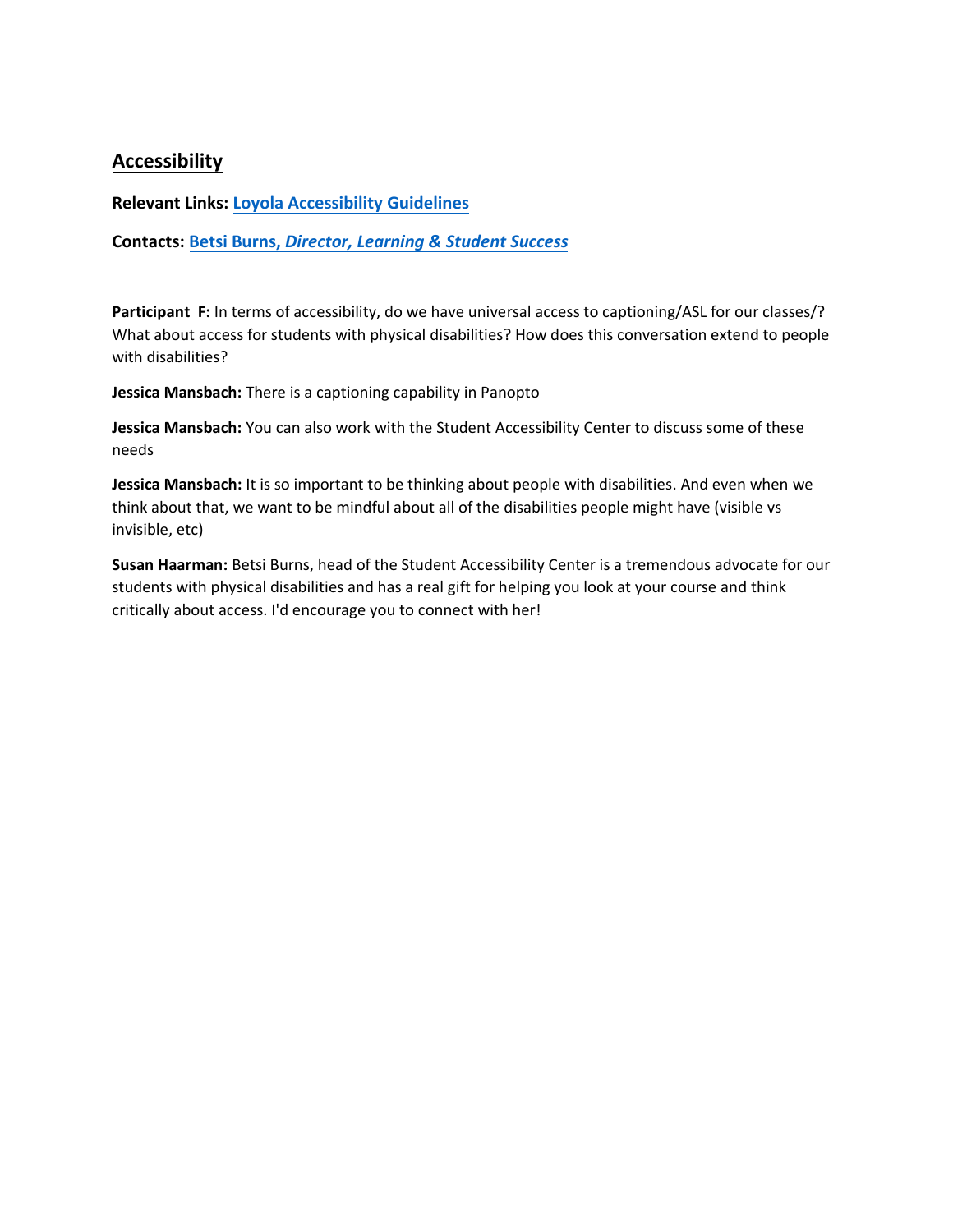## Accessibility

**Relevant Links: Loyola Accessibility Guidelines**

**Contacts: Betsi Burns, *Director, Learning & Student Success***

**Participant F:** In terms of accessibility, do we have universal access to captioning/ASL for our classes/? What about access for students with physical disabilities? How does this conversation extend to people with disabilities?

**Jessica Mansbach:** There is a captioning capability in Panopto

**Jessica Mansbach:** You can also work with the Student Accessibility Center to discuss some of these needs

**Jessica Mansbach:** It is so important to be thinking about people with disabilities. And even when we think about that, we want to be mindful about all of the disabilities people might have (visible vs invisible, etc)

**Susan Haarman:** Betsi Burns, head of the Student Accessibility Center is a tremendous advocate for our students with physical disabilities and has a real gift for helping you look at your course and think critically about access. I'd encourage you to connect with her!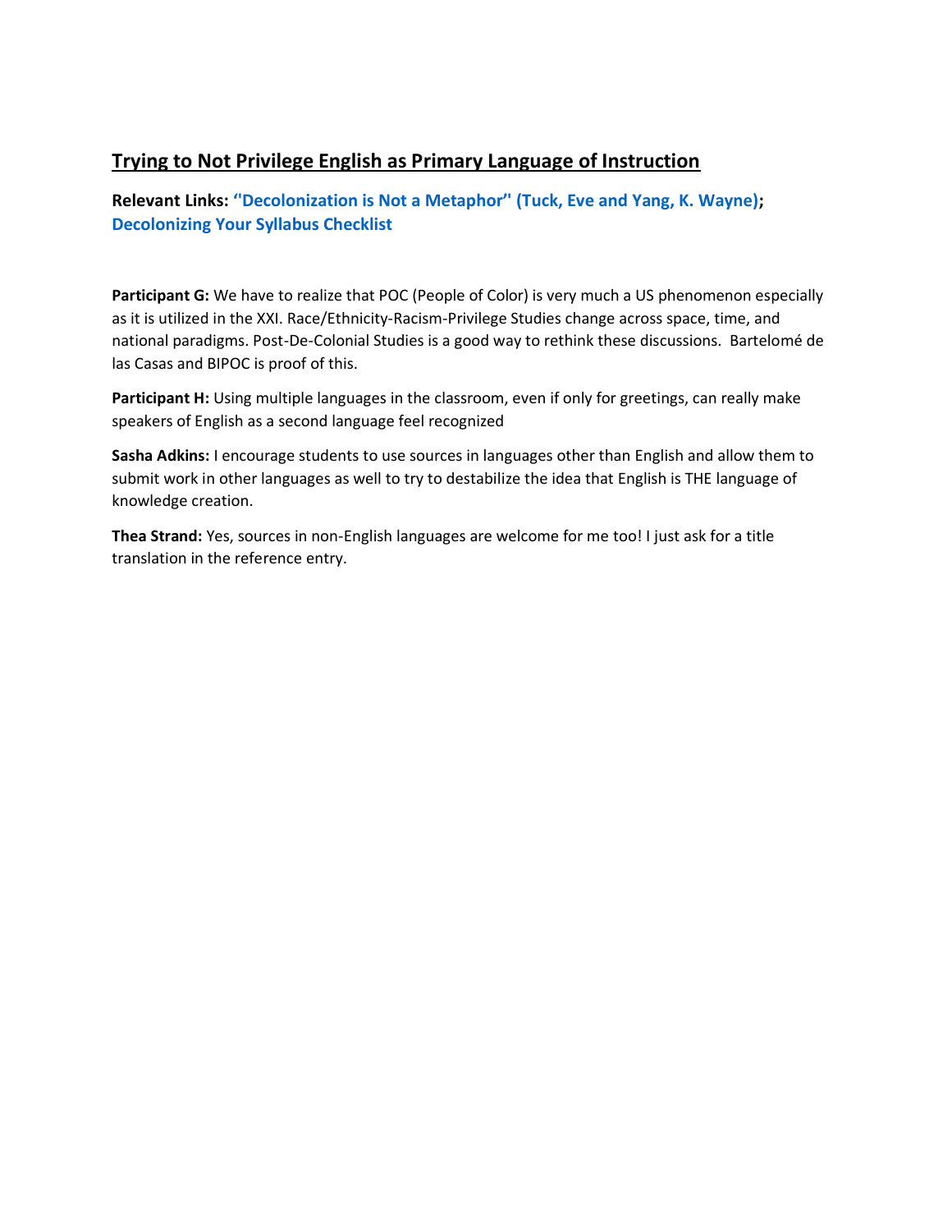## Trying to Not Privilege English as Primary Language of Instruction

**Relevant Links: "Decolonization is Not a Metaphor" (Tuck, Eve and Yang, K. Wayne); Decolonizing Your Syllabus Checklist**

**Participant G:** We have to realize that POC (People of Color) is very much a US phenomenon especially as it is utilized in the XXI. Race/Ethnicity-Racism-Privilege Studies change across space, time, and national paradigms. Post-De-Colonial Studies is a good way to rethink these discussions. Bartelomé de las Casas and BIPOC is proof of this.

**Participant H:** Using multiple languages in the classroom, even if only for greetings, can really make speakers of English as a second language feel recognized

**Sasha Adkins:** I encourage students to use sources in languages other than English and allow them to submit work in other languages as well to try to destabilize the idea that English is THE language of knowledge creation.

**Thea Strand:** Yes, sources in non-English languages are welcome for me too! I just ask for a title translation in the reference entry.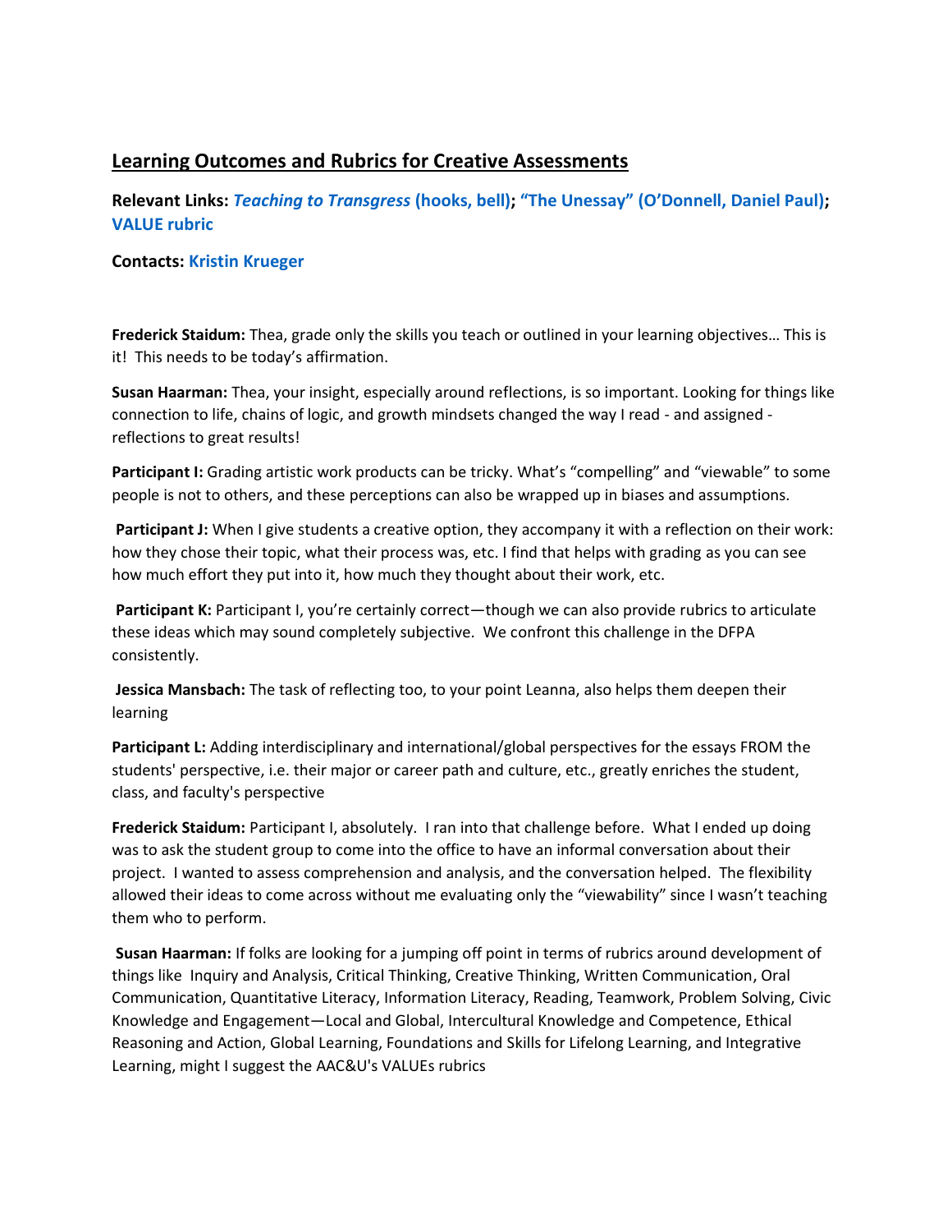## Learning Outcomes and Rubrics for Creative Assessments

**Relevant Links:** ***Teaching to Transgress* (hooks, bell); "The Unessay" (O'Donnell, Daniel Paul); VALUE rubric**

**Contacts: Kristin Krueger**

**Frederick Staidum:** Thea, grade only the skills you teach or outlined in your learning objectives… This is it! This needs to be today's affirmation.

**Susan Haarman:** Thea, your insight, especially around reflections, is so important. Looking for things like connection to life, chains of logic, and growth mindsets changed the way I read - and assigned - reflections to great results!

**Participant I:** Grading artistic work products can be tricky. What's "compelling" and "viewable" to some people is not to others, and these perceptions can also be wrapped up in biases and assumptions.

**Participant J:** When I give students a creative option, they accompany it with a reflection on their work: how they chose their topic, what their process was, etc. I find that helps with grading as you can see how much effort they put into it, how much they thought about their work, etc.

**Participant K:** Participant I, you're certainly correct—though we can also provide rubrics to articulate these ideas which may sound completely subjective. We confront this challenge in the DFPA consistently.

**Jessica Mansbach:** The task of reflecting too, to your point Leanna, also helps them deepen their learning

**Participant L:** Adding interdisciplinary and international/global perspectives for the essays FROM the students' perspective, i.e. their major or career path and culture, etc., greatly enriches the student, class, and faculty's perspective

**Frederick Staidum:** Participant I, absolutely. I ran into that challenge before. What I ended up doing was to ask the student group to come into the office to have an informal conversation about their project. I wanted to assess comprehension and analysis, and the conversation helped. The flexibility allowed their ideas to come across without me evaluating only the "viewability" since I wasn't teaching them who to perform.

**Susan Haarman:** If folks are looking for a jumping off point in terms of rubrics around development of things like Inquiry and Analysis, Critical Thinking, Creative Thinking, Written Communication, Oral Communication, Quantitative Literacy, Information Literacy, Reading, Teamwork, Problem Solving, Civic Knowledge and Engagement—Local and Global, Intercultural Knowledge and Competence, Ethical Reasoning and Action, Global Learning, Foundations and Skills for Lifelong Learning, and Integrative Learning, might I suggest the AAC&U's VALUEs rubrics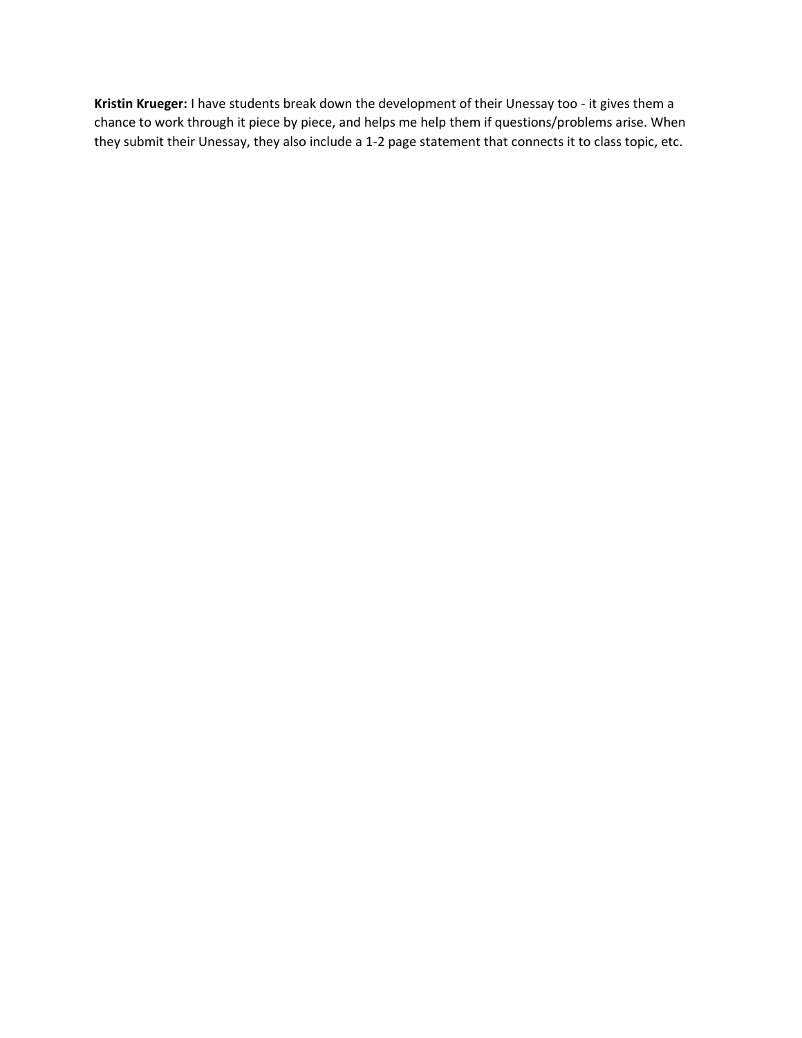**Kristin Krueger:** I have students break down the development of their Unessay too - it gives them a chance to work through it piece by piece, and helps me help them if questions/problems arise. When they submit their Unessay, they also include a 1-2 page statement that connects it to class topic, etc.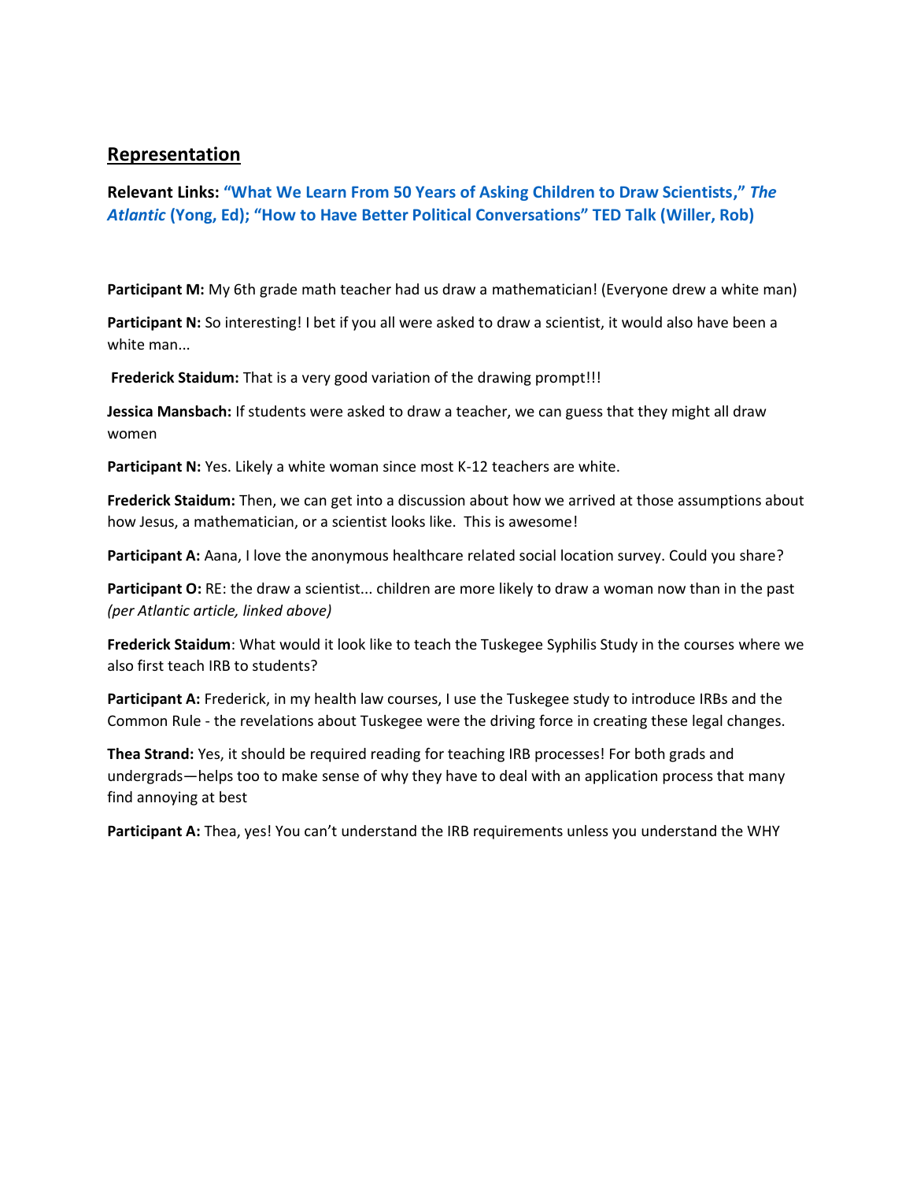## Representation

**Relevant Links: "What We Learn From 50 Years of Asking Children to Draw Scientists," *The Atlantic* (Yong, Ed); "How to Have Better Political Conversations" TED Talk (Willer, Rob)**

**Participant M:** My 6th grade math teacher had us draw a mathematician! (Everyone drew a white man)

**Participant N:** So interesting! I bet if you all were asked to draw a scientist, it would also have been a white man...

**Frederick Staidum:** That is a very good variation of the drawing prompt!!!

**Jessica Mansbach:** If students were asked to draw a teacher, we can guess that they might all draw women

**Participant N:** Yes. Likely a white woman since most K-12 teachers are white.

**Frederick Staidum:** Then, we can get into a discussion about how we arrived at those assumptions about how Jesus, a mathematician, or a scientist looks like. This is awesome!

**Participant A:** Aana, I love the anonymous healthcare related social location survey. Could you share?

**Participant O:** RE: the draw a scientist... children are more likely to draw a woman now than in the past *(per Atlantic article, linked above)*

**Frederick Staidum**: What would it look like to teach the Tuskegee Syphilis Study in the courses where we also first teach IRB to students?

**Participant A:** Frederick, in my health law courses, I use the Tuskegee study to introduce IRBs and the Common Rule - the revelations about Tuskegee were the driving force in creating these legal changes.

**Thea Strand:** Yes, it should be required reading for teaching IRB processes! For both grads and undergrads—helps too to make sense of why they have to deal with an application process that many find annoying at best

**Participant A:** Thea, yes! You can't understand the IRB requirements unless you understand the WHY